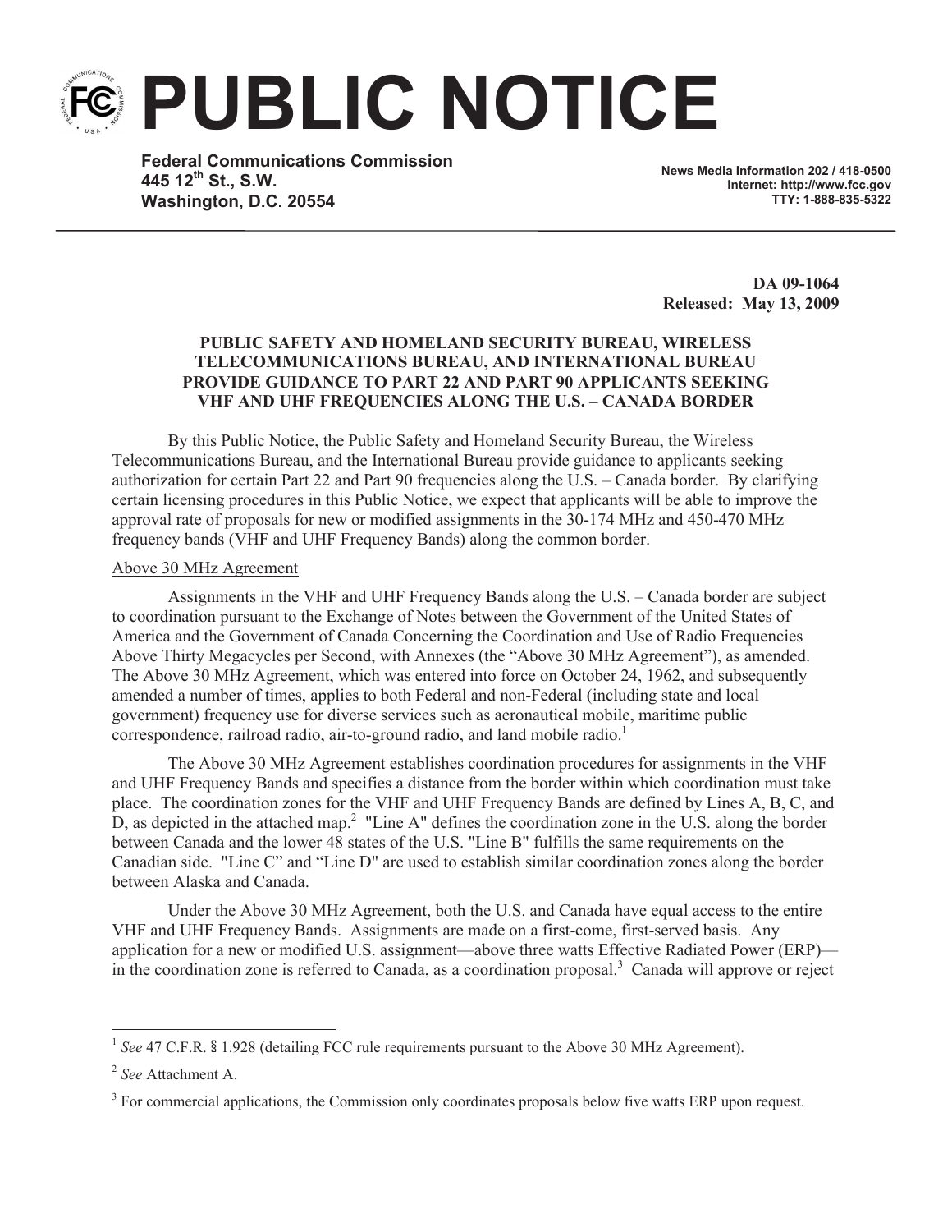# PUBLIC NOTICE

**Federal Communications Commission**
**445 12th St., S.W.**
**Washington, D.C. 20554**

**News Media Information 202 / 418-0500**
**Internet: http://www.fcc.gov**
**TTY: 1-888-835-5322**

**DA 09-1064**
**Released: May 13, 2009**

**PUBLIC SAFETY AND HOMELAND SECURITY BUREAU, WIRELESS TELECOMMUNICATIONS BUREAU, AND INTERNATIONAL BUREAU PROVIDE GUIDANCE TO PART 22 AND PART 90 APPLICANTS SEEKING VHF AND UHF FREQUENCIES ALONG THE U.S. – CANADA BORDER**

By this Public Notice, the Public Safety and Homeland Security Bureau, the Wireless Telecommunications Bureau, and the International Bureau provide guidance to applicants seeking authorization for certain Part 22 and Part 90 frequencies along the U.S. – Canada border. By clarifying certain licensing procedures in this Public Notice, we expect that applicants will be able to improve the approval rate of proposals for new or modified assignments in the 30-174 MHz and 450-470 MHz frequency bands (VHF and UHF Frequency Bands) along the common border.

Above 30 MHz Agreement

Assignments in the VHF and UHF Frequency Bands along the U.S. – Canada border are subject to coordination pursuant to the Exchange of Notes between the Government of the United States of America and the Government of Canada Concerning the Coordination and Use of Radio Frequencies Above Thirty Megacycles per Second, with Annexes (the "Above 30 MHz Agreement"), as amended. The Above 30 MHz Agreement, which was entered into force on October 24, 1962, and subsequently amended a number of times, applies to both Federal and non-Federal (including state and local government) frequency use for diverse services such as aeronautical mobile, maritime public correspondence, railroad radio, air-to-ground radio, and land mobile radio.[1]

The Above 30 MHz Agreement establishes coordination procedures for assignments in the VHF and UHF Frequency Bands and specifies a distance from the border within which coordination must take place. The coordination zones for the VHF and UHF Frequency Bands are defined by Lines A, B, C, and D, as depicted in the attached map.[2] "Line A" defines the coordination zone in the U.S. along the border between Canada and the lower 48 states of the U.S. "Line B" fulfills the same requirements on the Canadian side. "Line C" and "Line D" are used to establish similar coordination zones along the border between Alaska and Canada.

Under the Above 30 MHz Agreement, both the U.S. and Canada have equal access to the entire VHF and UHF Frequency Bands. Assignments are made on a first-come, first-served basis. Any application for a new or modified U.S. assignment—above three watts Effective Radiated Power (ERP)—in the coordination zone is referred to Canada, as a coordination proposal.[3] Canada will approve or reject

---

[1] *See* 47 C.F.R. § 1.928 (detailing FCC rule requirements pursuant to the Above 30 MHz Agreement).

[2] *See* Attachment A.

[3] For commercial applications, the Commission only coordinates proposals below five watts ERP upon request.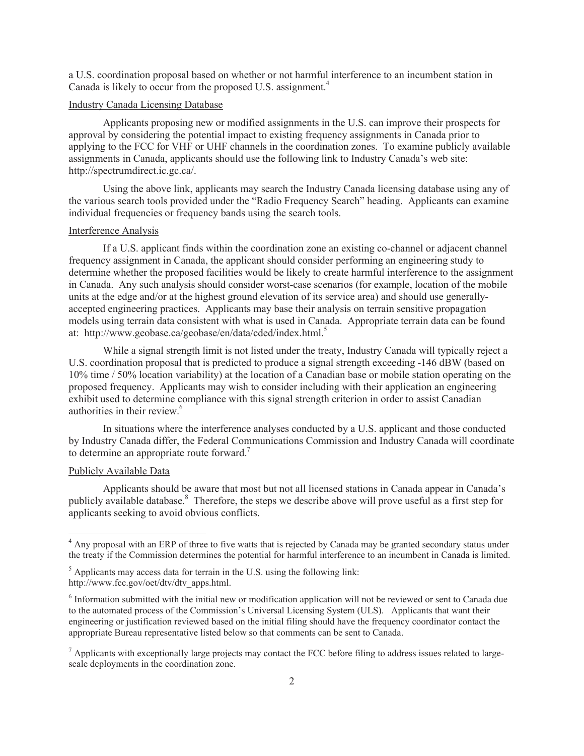a U.S. coordination proposal based on whether or not harmful interference to an incumbent station in Canada is likely to occur from the proposed U.S. assignment.[4]

Industry Canada Licensing Database

Applicants proposing new or modified assignments in the U.S. can improve their prospects for approval by considering the potential impact to existing frequency assignments in Canada prior to applying to the FCC for VHF or UHF channels in the coordination zones. To examine publicly available assignments in Canada, applicants should use the following link to Industry Canada's web site: http://spectrumdirect.ic.gc.ca/.

Using the above link, applicants may search the Industry Canada licensing database using any of the various search tools provided under the "Radio Frequency Search" heading. Applicants can examine individual frequencies or frequency bands using the search tools.

Interference Analysis

If a U.S. applicant finds within the coordination zone an existing co-channel or adjacent channel frequency assignment in Canada, the applicant should consider performing an engineering study to determine whether the proposed facilities would be likely to create harmful interference to the assignment in Canada. Any such analysis should consider worst-case scenarios (for example, location of the mobile units at the edge and/or at the highest ground elevation of its service area) and should use generally-accepted engineering practices. Applicants may base their analysis on terrain sensitive propagation models using terrain data consistent with what is used in Canada. Appropriate terrain data can be found at: http://www.geobase.ca/geobase/en/data/cded/index.html.[5]

While a signal strength limit is not listed under the treaty, Industry Canada will typically reject a U.S. coordination proposal that is predicted to produce a signal strength exceeding -146 dBW (based on 10% time / 50% location variability) at the location of a Canadian base or mobile station operating on the proposed frequency. Applicants may wish to consider including with their application an engineering exhibit used to determine compliance with this signal strength criterion in order to assist Canadian authorities in their review.[6]

In situations where the interference analyses conducted by a U.S. applicant and those conducted by Industry Canada differ, the Federal Communications Commission and Industry Canada will coordinate to determine an appropriate route forward.[7]

Publicly Available Data

Applicants should be aware that most but not all licensed stations in Canada appear in Canada's publicly available database.[8] Therefore, the steps we describe above will prove useful as a first step for applicants seeking to avoid obvious conflicts.

---

[4] Any proposal with an ERP of three to five watts that is rejected by Canada may be granted secondary status under the treaty if the Commission determines the potential for harmful interference to an incumbent in Canada is limited.

[5] Applicants may access data for terrain in the U.S. using the following link: http://www.fcc.gov/oet/dtv/dtv_apps.html.

[6] Information submitted with the initial new or modification application will not be reviewed or sent to Canada due to the automated process of the Commission's Universal Licensing System (ULS). Applicants that want their engineering or justification reviewed based on the initial filing should have the frequency coordinator contact the appropriate Bureau representative listed below so that comments can be sent to Canada.

[7] Applicants with exceptionally large projects may contact the FCC before filing to address issues related to large-scale deployments in the coordination zone.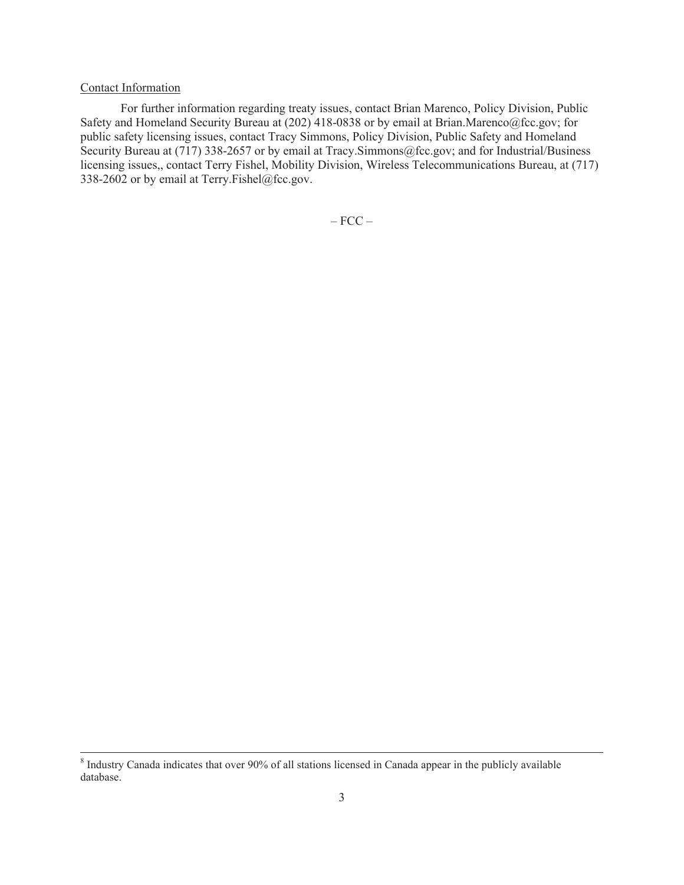Contact Information

For further information regarding treaty issues, contact Brian Marenco, Policy Division, Public Safety and Homeland Security Bureau at (202) 418-0838 or by email at Brian.Marenco@fcc.gov; for public safety licensing issues, contact Tracy Simmons, Policy Division, Public Safety and Homeland Security Bureau at (717) 338-2657 or by email at Tracy.Simmons@fcc.gov; and for Industrial/Business licensing issues,, contact Terry Fishel, Mobility Division, Wireless Telecommunications Bureau, at (717) 338-2602 or by email at Terry.Fishel@fcc.gov.

– FCC –

[8] Industry Canada indicates that over 90% of all stations licensed in Canada appear in the publicly available database.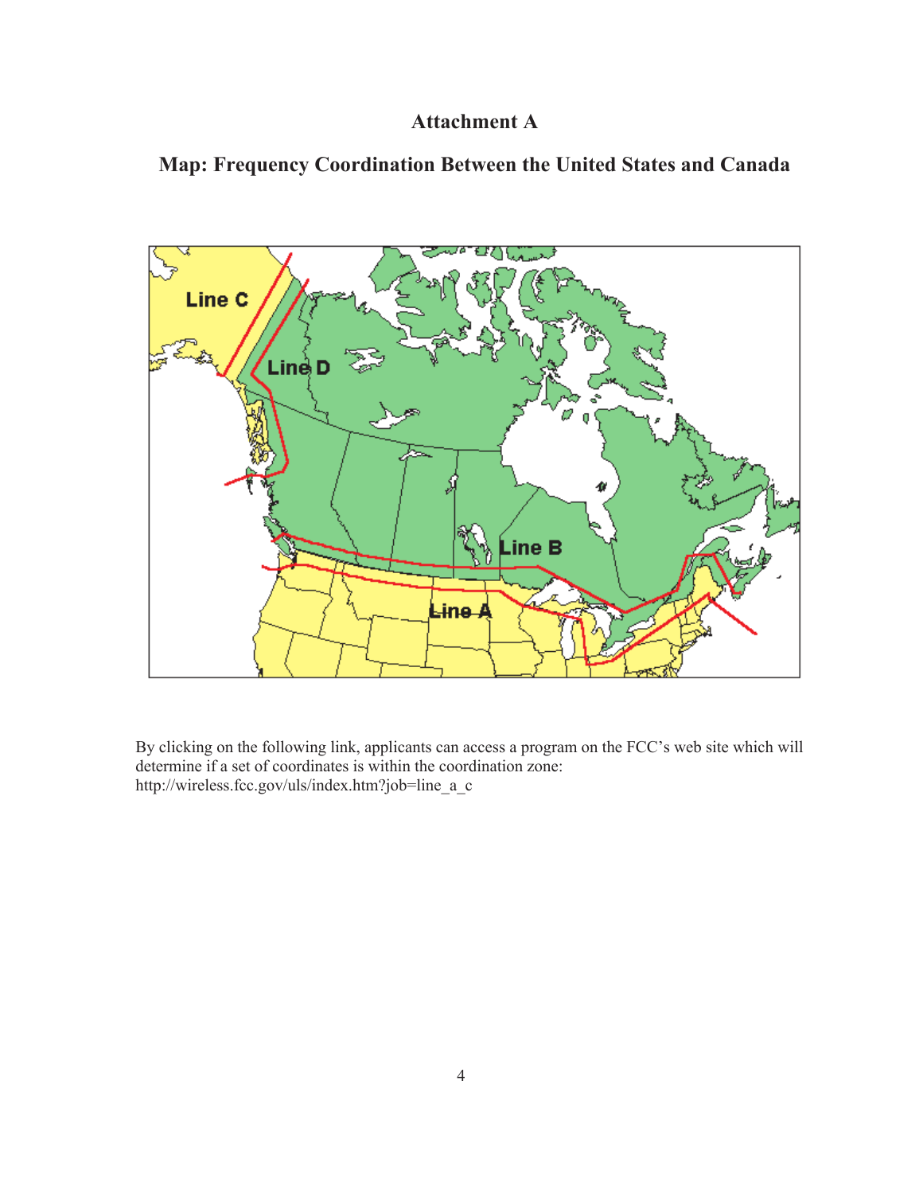## Attachment A

## Map: Frequency Coordination Between the United States and Canada

Line C

Line D

Line B

Line A

By clicking on the following link, applicants can access a program on the FCC's web site which will determine if a set of coordinates is within the coordination zone: http://wireless.fcc.gov/uls/index.htm?job=line_a_c